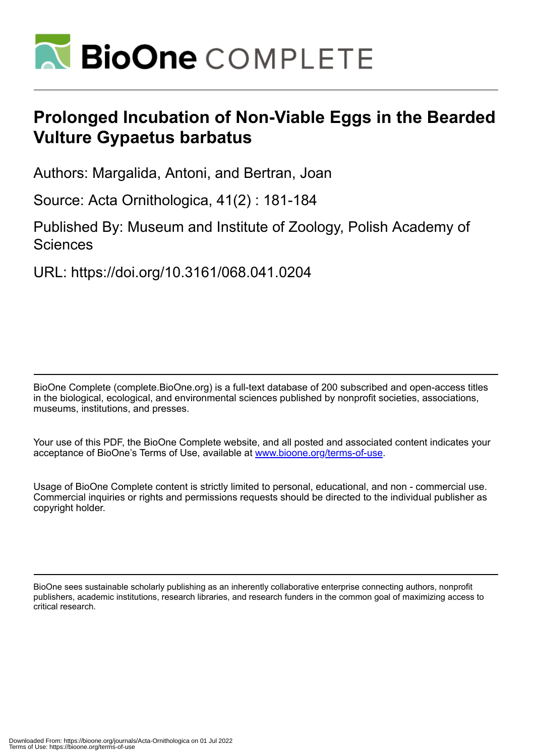# Prolonged Incubation of Non-Viable Eggs in the Bearded Vulture Gypaetus barbatus

Authors: Margalida, Antoni, and Bertran, Joan

Source: Acta Ornithologica, 41(2) : 181-184

Published By: Museum and Institute of Zoology, Polish Academy of Sciences

URL: https://doi.org/10.3161/068.041.0204

BioOne Complete (complete.BioOne.org) is a full-text database of 200 subscribed and open-access titles in the biological, ecological, and environmental sciences published by nonprofit societies, associations, museums, institutions, and presses.

Your use of this PDF, the BioOne Complete website, and all posted and associated content indicates your acceptance of BioOne's Terms of Use, available at www.bioone.org/terms-of-use.

Usage of BioOne Complete content is strictly limited to personal, educational, and non - commercial use. Commercial inquiries or rights and permissions requests should be directed to the individual publisher as copyright holder.

BioOne sees sustainable scholarly publishing as an inherently collaborative enterprise connecting authors, nonprofit publishers, academic institutions, research libraries, and research funders in the common goal of maximizing access to critical research.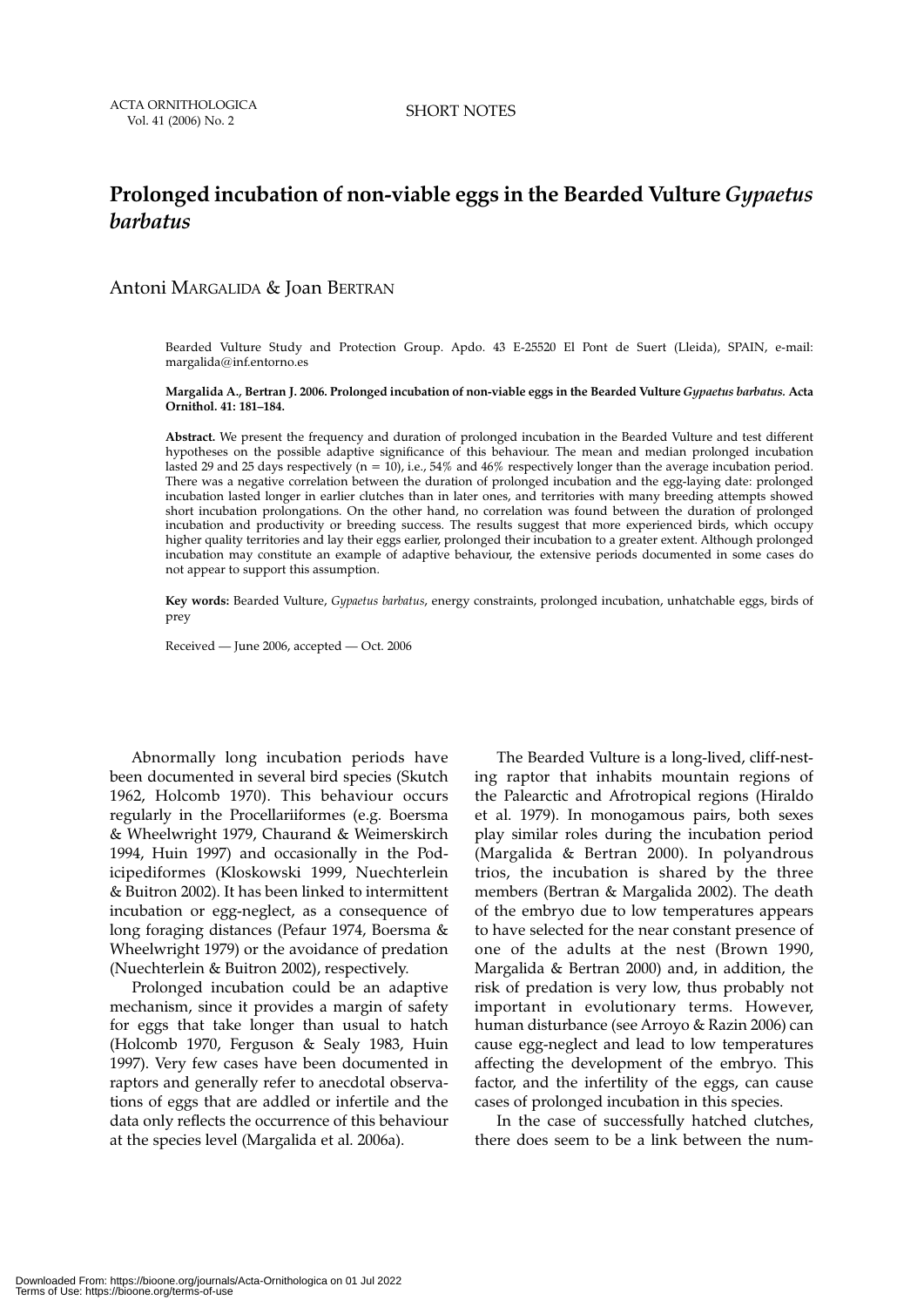# Prolonged incubation of non-viable eggs in the Bearded Vulture *Gypaetus barbatus*

Antoni MARGALIDA & Joan BERTRAN

Bearded Vulture Study and Protection Group. Apdo. 43 E-25520 El Pont de Suert (Lleida), SPAIN, e-mail: margalida@inf.entorno.es

**Margalida A., Bertran J. 2006. Prolonged incubation of non-viable eggs in the Bearded Vulture *Gypaetus barbatus*. Acta Ornithol. 41: 181–184.**

**Abstract.** We present the frequency and duration of prolonged incubation in the Bearded Vulture and test different hypotheses on the possible adaptive significance of this behaviour. The mean and median prolonged incubation lasted 29 and 25 days respectively (n = 10), i.e., 54% and 46% respectively longer than the average incubation period. There was a negative correlation between the duration of prolonged incubation and the egg-laying date: prolonged incubation lasted longer in earlier clutches than in later ones, and territories with many breeding attempts showed short incubation prolongations. On the other hand, no correlation was found between the duration of prolonged incubation and productivity or breeding success. The results suggest that more experienced birds, which occupy higher quality territories and lay their eggs earlier, prolonged their incubation to a greater extent. Although prolonged incubation may constitute an example of adaptive behaviour, the extensive periods documented in some cases do not appear to support this assumption.

**Key words:** Bearded Vulture, *Gypaetus barbatus*, energy constraints, prolonged incubation, unhatchable eggs, birds of prey

Received — June 2006, accepted — Oct. 2006

Abnormally long incubation periods have been documented in several bird species (Skutch 1962, Holcomb 1970). This behaviour occurs regularly in the Procellariiformes (e.g. Boersma & Wheelwright 1979, Chaurand & Weimerskirch 1994, Huin 1997) and occasionally in the Podicipediformes (Kloskowski 1999, Nuechterlein & Buitron 2002). It has been linked to intermittent incubation or egg-neglect, as a consequence of long foraging distances (Pefaur 1974, Boersma & Wheelwright 1979) or the avoidance of predation (Nuechterlein & Buitron 2002), respectively.

Prolonged incubation could be an adaptive mechanism, since it provides a margin of safety for eggs that take longer than usual to hatch (Holcomb 1970, Ferguson & Sealy 1983, Huin 1997). Very few cases have been documented in raptors and generally refer to anecdotal observations of eggs that are addled or infertile and the data only reflects the occurrence of this behaviour at the species level (Margalida et al. 2006a).

The Bearded Vulture is a long-lived, cliff-nesting raptor that inhabits mountain regions of the Palearctic and Afrotropical regions (Hiraldo et al. 1979). In monogamous pairs, both sexes play similar roles during the incubation period (Margalida & Bertran 2000). In polyandrous trios, the incubation is shared by the three members (Bertran & Margalida 2002). The death of the embryo due to low temperatures appears to have selected for the near constant presence of one of the adults at the nest (Brown 1990, Margalida & Bertran 2000) and, in addition, the risk of predation is very low, thus probably not important in evolutionary terms. However, human disturbance (see Arroyo & Razin 2006) can cause egg-neglect and lead to low temperatures affecting the development of the embryo. This factor, and the infertility of the eggs, can cause cases of prolonged incubation in this species.

In the case of successfully hatched clutches, there does seem to be a link between the num-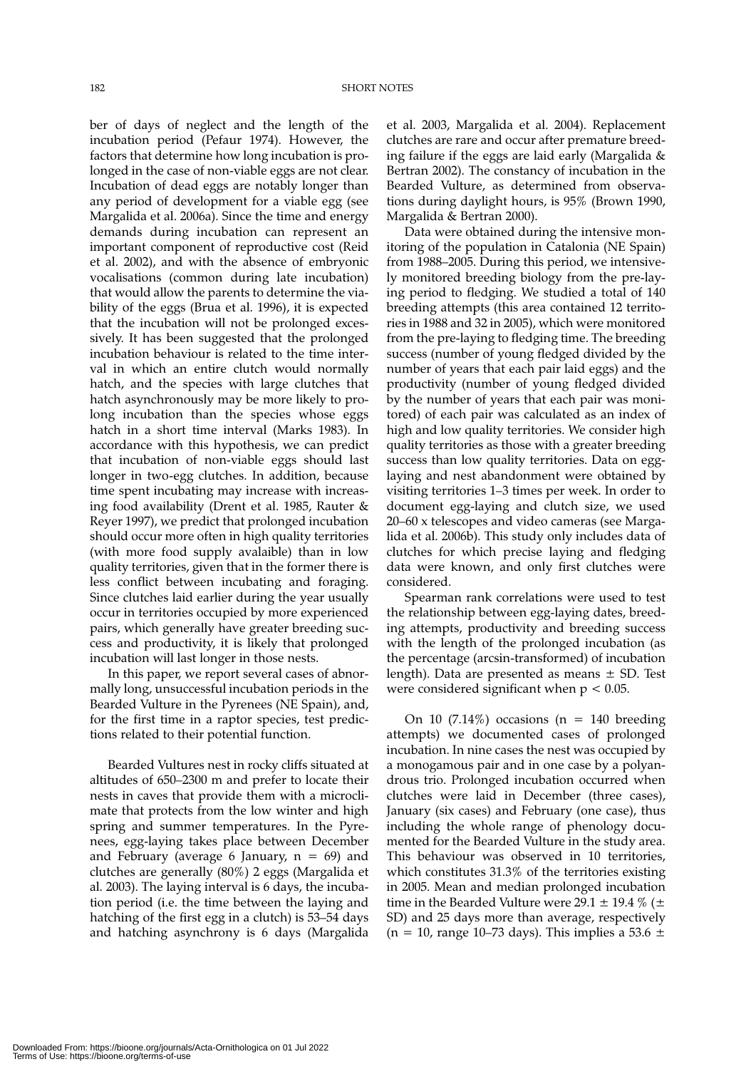ber of days of neglect and the length of the incubation period (Pefaur 1974). However, the factors that determine how long incubation is prolonged in the case of non-viable eggs are not clear. Incubation of dead eggs are notably longer than any period of development for a viable egg (see Margalida et al. 2006a). Since the time and energy demands during incubation can represent an important component of reproductive cost (Reid et al. 2002), and with the absence of embryonic vocalisations (common during late incubation) that would allow the parents to determine the viability of the eggs (Brua et al. 1996), it is expected that the incubation will not be prolonged excessively. It has been suggested that the prolonged incubation behaviour is related to the time interval in which an entire clutch would normally hatch, and the species with large clutches that hatch asynchronously may be more likely to prolong incubation than the species whose eggs hatch in a short time interval (Marks 1983). In accordance with this hypothesis, we can predict that incubation of non-viable eggs should last longer in two-egg clutches. In addition, because time spent incubating may increase with increasing food availability (Drent et al. 1985, Rauter & Reyer 1997), we predict that prolonged incubation should occur more often in high quality territories (with more food supply avalaible) than in low quality territories, given that in the former there is less conflict between incubating and foraging. Since clutches laid earlier during the year usually occur in territories occupied by more experienced pairs, which generally have greater breeding success and productivity, it is likely that prolonged incubation will last longer in those nests.

In this paper, we report several cases of abnormally long, unsuccessful incubation periods in the Bearded Vulture in the Pyrenees (NE Spain), and, for the first time in a raptor species, test predictions related to their potential function.

Bearded Vultures nest in rocky cliffs situated at altitudes of 650–2300 m and prefer to locate their nests in caves that provide them with a microclimate that protects from the low winter and high spring and summer temperatures. In the Pyrenees, egg-laying takes place between December and February (average 6 January, n = 69) and clutches are generally (80%) 2 eggs (Margalida et al. 2003). The laying interval is 6 days, the incubation period (i.e. the time between the laying and hatching of the first egg in a clutch) is 53–54 days and hatching asynchrony is 6 days (Margalida et al. 2003, Margalida et al. 2004). Replacement clutches are rare and occur after premature breeding failure if the eggs are laid early (Margalida & Bertran 2002). The constancy of incubation in the Bearded Vulture, as determined from observations during daylight hours, is 95% (Brown 1990, Margalida & Bertran 2000).

Data were obtained during the intensive monitoring of the population in Catalonia (NE Spain) from 1988–2005. During this period, we intensively monitored breeding biology from the pre-laying period to fledging. We studied a total of 140 breeding attempts (this area contained 12 territories in 1988 and 32 in 2005), which were monitored from the pre-laying to fledging time. The breeding success (number of young fledged divided by the number of years that each pair laid eggs) and the productivity (number of young fledged divided by the number of years that each pair was monitored) of each pair was calculated as an index of high and low quality territories. We consider high quality territories as those with a greater breeding success than low quality territories. Data on egg-laying and nest abandonment were obtained by visiting territories 1–3 times per week. In order to document egg-laying and clutch size, we used 20–60 x telescopes and video cameras (see Margalida et al. 2006b). This study only includes data of clutches for which precise laying and fledging data were known, and only first clutches were considered.

Spearman rank correlations were used to test the relationship between egg-laying dates, breeding attempts, productivity and breeding success with the length of the prolonged incubation (as the percentage (arcsin-transformed) of incubation length). Data are presented as means ± SD. Test were considered significant when $p < 0.05$.

On 10 (7.14%) occasions (n = 140 breeding attempts) we documented cases of prolonged incubation. In nine cases the nest was occupied by a monogamous pair and in one case by a polyandrous trio. Prolonged incubation occurred when clutches were laid in December (three cases), January (six cases) and February (one case), thus including the whole range of phenology documented for the Bearded Vulture in the study area. This behaviour was observed in 10 territories, which constitutes 31.3% of the territories existing in 2005. Mean and median prolonged incubation time in the Bearded Vulture were 29.1 ± 19.4 % (± SD) and 25 days more than average, respectively (n = 10, range 10–73 days). This implies a 53.6 ±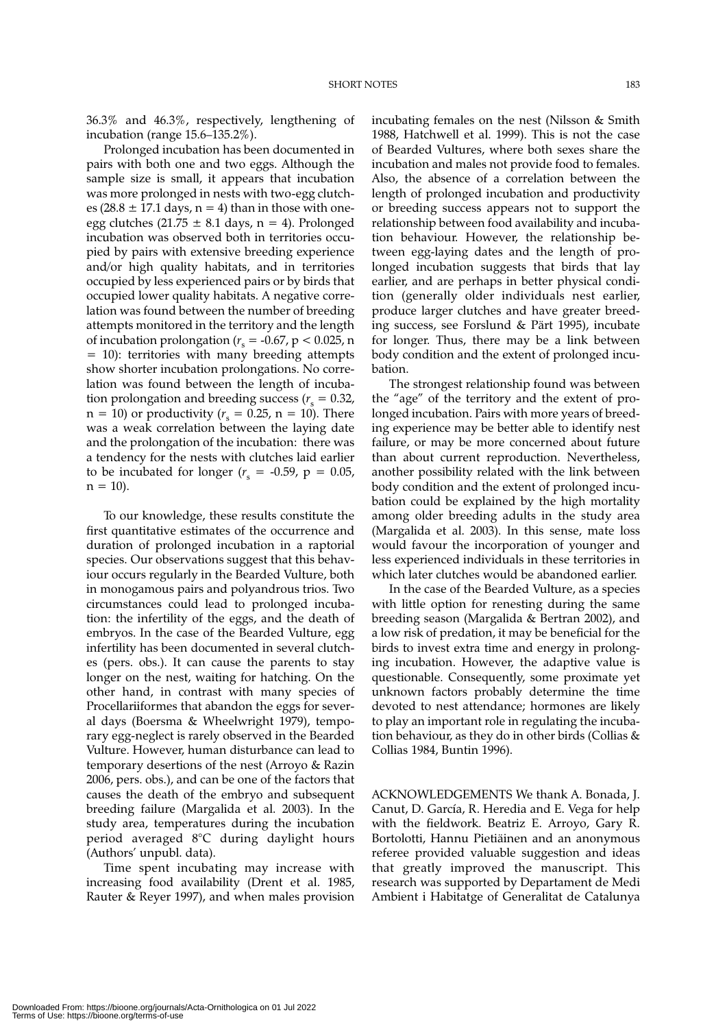36.3% and 46.3%, respectively, lengthening of incubation (range 15.6–135.2%).

Prolonged incubation has been documented in pairs with both one and two eggs. Although the sample size is small, it appears that incubation was more prolonged in nests with two-egg clutches (28.8 ± 17.1 days, n = 4) than in those with one-egg clutches (21.75 ± 8.1 days, n = 4). Prolonged incubation was observed both in territories occupied by pairs with extensive breeding experience and/or high quality habitats, and in territories occupied by less experienced pairs or by birds that occupied lower quality habitats. A negative correlation was found between the number of breeding attempts monitored in the territory and the length of incubation prolongation ($r_s$ = -0.67, p < 0.025, n = 10): territories with many breeding attempts show shorter incubation prolongations. No correlation was found between the length of incubation prolongation and breeding success ($r_s$ = 0.32, n = 10) or productivity ($r_s$ = 0.25, n = 10). There was a weak correlation between the laying date and the prolongation of the incubation: there was a tendency for the nests with clutches laid earlier to be incubated for longer ($r_s$ = -0.59, p = 0.05, n = 10).

To our knowledge, these results constitute the first quantitative estimates of the occurrence and duration of prolonged incubation in a raptorial species. Our observations suggest that this behaviour occurs regularly in the Bearded Vulture, both in monogamous pairs and polyandrous trios. Two circumstances could lead to prolonged incubation: the infertility of the eggs, and the death of embryos. In the case of the Bearded Vulture, egg infertility has been documented in several clutches (pers. obs.). It can cause the parents to stay longer on the nest, waiting for hatching. On the other hand, in contrast with many species of Procellariiformes that abandon the eggs for several days (Boersma & Wheelwright 1979), temporary egg-neglect is rarely observed in the Bearded Vulture. However, human disturbance can lead to temporary desertions of the nest (Arroyo & Razin 2006, pers. obs.), and can be one of the factors that causes the death of the embryo and subsequent breeding failure (Margalida et al. 2003). In the study area, temperatures during the incubation period averaged 8°C during daylight hours (Authors' unpubl. data).

Time spent incubating may increase with increasing food availability (Drent et al. 1985, Rauter & Reyer 1997), and when males provision incubating females on the nest (Nilsson & Smith 1988, Hatchwell et al. 1999). This is not the case of Bearded Vultures, where both sexes share the incubation and males not provide food to females. Also, the absence of a correlation between the length of prolonged incubation and productivity or breeding success appears not to support the relationship between food availability and incubation behaviour. However, the relationship between egg-laying dates and the length of prolonged incubation suggests that birds that lay earlier, and are perhaps in better physical condition (generally older individuals nest earlier, produce larger clutches and have greater breeding success, see Forslund & Pärt 1995), incubate for longer. Thus, there may be a link between body condition and the extent of prolonged incubation.

The strongest relationship found was between the "age" of the territory and the extent of prolonged incubation. Pairs with more years of breeding experience may be better able to identify nest failure, or may be more concerned about future than about current reproduction. Nevertheless, another possibility related with the link between body condition and the extent of prolonged incubation could be explained by the high mortality among older breeding adults in the study area (Margalida et al. 2003). In this sense, mate loss would favour the incorporation of younger and less experienced individuals in these territories in which later clutches would be abandoned earlier.

In the case of the Bearded Vulture, as a species with little option for renesting during the same breeding season (Margalida & Bertran 2002), and a low risk of predation, it may be beneficial for the birds to invest extra time and energy in prolonging incubation. However, the adaptive value is questionable. Consequently, some proximate yet unknown factors probably determine the time devoted to nest attendance; hormones are likely to play an important role in regulating the incubation behaviour, as they do in other birds (Collias & Collias 1984, Buntin 1996).

ACKNOWLEDGEMENTS We thank A. Bonada, J. Canut, D. García, R. Heredia and E. Vega for help with the fieldwork. Beatriz E. Arroyo, Gary R. Bortolotti, Hannu Pietiäinen and an anonymous referee provided valuable suggestion and ideas that greatly improved the manuscript. This research was supported by Departament de Medi Ambient i Habitatge of Generalitat de Catalunya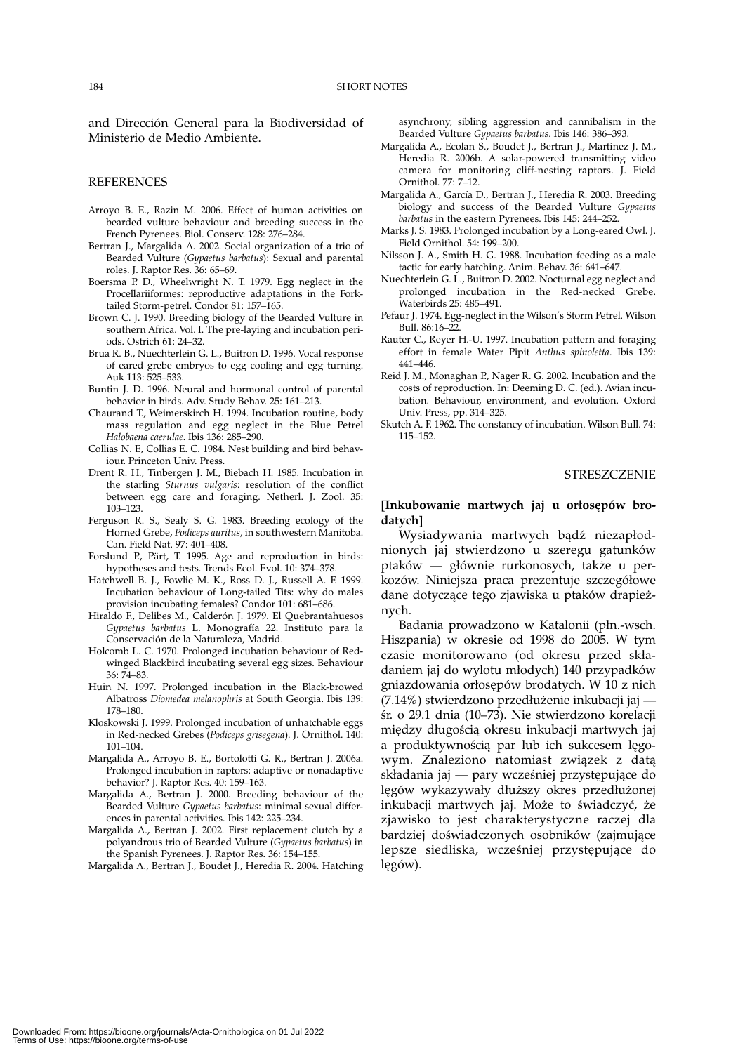and Dirección General para la Biodiversidad of Ministerio de Medio Ambiente.

## REFERENCES

Arroyo B. E., Razin M. 2006. Effect of human activities on bearded vulture behaviour and breeding success in the French Pyrenees. Biol. Conserv. 128: 276–284.

Bertran J., Margalida A. 2002. Social organization of a trio of Bearded Vulture (*Gypaetus barbatus*): Sexual and parental roles. J. Raptor Res. 36: 65–69.

Boersma P. D., Wheelwright N. T. 1979. Egg neglect in the Procellariiformes: reproductive adaptations in the Fork-tailed Storm-petrel. Condor 81: 157–165.

Brown C. J. 1990. Breeding biology of the Bearded Vulture in southern Africa. Vol. I. The pre-laying and incubation periods. Ostrich 61: 24–32.

Brua R. B., Nuechterlein G. L., Buitron D. 1996. Vocal response of eared grebe embryos to egg cooling and egg turning. Auk 113: 525–533.

Buntin J. D. 1996. Neural and hormonal control of parental behavior in birds. Adv. Study Behav. 25: 161–213.

Chaurand T., Weimerskirch H. 1994. Incubation routine, body mass regulation and egg neglect in the Blue Petrel *Halobaena caerulae*. Ibis 136: 285–290.

Collias N. E, Collias E. C. 1984. Nest building and bird behaviour. Princeton Univ. Press.

Drent R. H., Tinbergen J. M., Biebach H. 1985. Incubation in the starling *Sturnus vulgaris*: resolution of the conflict between egg care and foraging. Netherl. J. Zool. 35: 103–123.

Ferguson R. S., Sealy S. G. 1983. Breeding ecology of the Horned Grebe, *Podiceps auritus*, in southwestern Manitoba. Can. Field Nat. 97: 401–408.

Forslund P., Pärt, T. 1995. Age and reproduction in birds: hypotheses and tests. Trends Ecol. Evol. 10: 374–378.

Hatchwell B. J., Fowlie M. K., Ross D. J., Russell A. F. 1999. Incubation behaviour of Long-tailed Tits: why do males provision incubating females? Condor 101: 681–686.

Hiraldo F., Delibes M., Calderón J. 1979. El Quebrantahuesos *Gypaetus barbatus* L. Monografía 22. Instituto para la Conservación de la Naturaleza, Madrid.

Holcomb L. C. 1970. Prolonged incubation behaviour of Red-winged Blackbird incubating several egg sizes. Behaviour 36: 74–83.

Huin N. 1997. Prolonged incubation in the Black-browed Albatross *Diomedea melanophris* at South Georgia. Ibis 139: 178–180.

Kloskowski J. 1999. Prolonged incubation of unhatchable eggs in Red-necked Grebes (*Podiceps grisegena*). J. Ornithol. 140: 101–104.

Margalida A., Arroyo B. E., Bortolotti G. R., Bertran J. 2006a. Prolonged incubation in raptors: adaptive or nonadaptive behavior? J. Raptor Res. 40: 159–163.

Margalida A., Bertran J. 2000. Breeding behaviour of the Bearded Vulture *Gypaetus barbatus*: minimal sexual differences in parental activities. Ibis 142: 225–234.

Margalida A., Bertran J. 2002. First replacement clutch by a polyandrous trio of Bearded Vulture (*Gypaetus barbatus*) in the Spanish Pyrenees. J. Raptor Res. 36: 154–155.

Margalida A., Bertran J., Boudet J., Heredia R. 2004. Hatching asynchrony, sibling aggression and cannibalism in the Bearded Vulture *Gypaetus barbatus*. Ibis 146: 386–393.

Margalida A., Ecolan S., Boudet J., Bertran J., Martinez J. M., Heredia R. 2006b. A solar-powered transmitting video camera for monitoring cliff-nesting raptors. J. Field Ornithol. 77: 7–12.

Margalida A., García D., Bertran J., Heredia R. 2003. Breeding biology and success of the Bearded Vulture *Gypaetus barbatus* in the eastern Pyrenees. Ibis 145: 244–252.

Marks J. S. 1983. Prolonged incubation by a Long-eared Owl. J. Field Ornithol. 54: 199–200.

Nilsson J. A., Smith H. G. 1988. Incubation feeding as a male tactic for early hatching. Anim. Behav. 36: 641–647.

Nuechterlein G. L., Buitron D. 2002. Nocturnal egg neglect and prolonged incubation in the Red-necked Grebe. Waterbirds 25: 485–491.

Pefaur J. 1974. Egg-neglect in the Wilson's Storm Petrel. Wilson Bull. 86:16–22.

Rauter C., Reyer H.-U. 1997. Incubation pattern and foraging effort in female Water Pipit *Anthus spinoletta*. Ibis 139: 441–446.

Reid J. M., Monaghan P., Nager R. G. 2002. Incubation and the costs of reproduction. In: Deeming D. C. (ed.). Avian incubation. Behaviour, environment, and evolution. Oxford Univ. Press, pp. 314–325.

Skutch A. F. 1962. The constancy of incubation. Wilson Bull. 74: 115–152.

## STRESZCZENIE

**[Inkubowanie martwych jaj u orłosępów brodatych]**

Wysiadywania martwych bądź niezapłodnionych jaj stwierdzono u szeregu gatunków ptaków — głównie rurkonosych, także u perkozów. Niniejsza praca prezentuje szczegółowe dane dotyczące tego zjawiska u ptaków drapieżnych.

Badania prowadzono w Katalonii (płn.-wsch. Hiszpania) w okresie od 1998 do 2005. W tym czasie monitorowano (od okresu przed składaniem jaj do wylotu młodych) 140 przypadków gniazdowania orłosępów brodatych. W 10 z nich (7.14%) stwierdzono przedłużenie inkubacji jaj — śr. o 29.1 dnia (10–73). Nie stwierdzono korelacji między długością okresu inkubacji martwych jaj a produktywnością par lub ich sukcesem lęgowym. Znaleziono natomiast związek z datą składania jaj — pary wcześniej przystępujące do lęgów wykazywały dłuższy okres przedłużonej inkubacji martwych jaj. Może to świadczyć, że zjawisko to jest charakterystyczne raczej dla bardziej doświadczonych osobników (zajmujące lepsze siedliska, wcześniej przystępujące do lęgów).